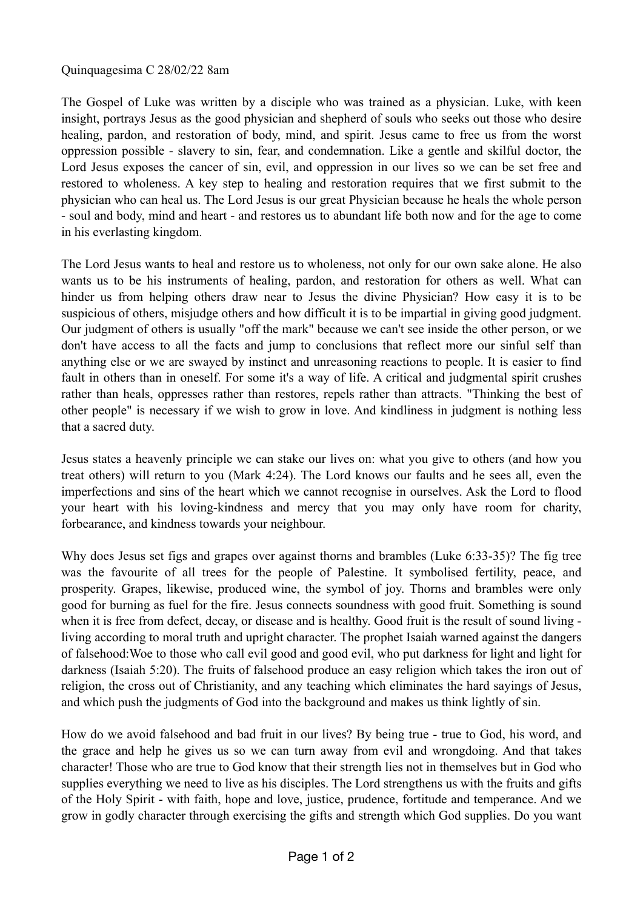Quinquagesima C 28/02/22 8am

The Gospel of Luke was written by a disciple who was trained as a physician. Luke, with keen insight, portrays Jesus as the good physician and shepherd of souls who seeks out those who desire healing, pardon, and restoration of body, mind, and spirit. Jesus came to free us from the worst oppression possible - slavery to sin, fear, and condemnation. Like a gentle and skilful doctor, the Lord Jesus exposes the cancer of sin, evil, and oppression in our lives so we can be set free and restored to wholeness. A key step to healing and restoration requires that we first submit to the physician who can heal us. The Lord Jesus is our great Physician because he heals the whole person - soul and body, mind and heart - and restores us to abundant life both now and for the age to come in his everlasting kingdom.

The Lord Jesus wants to heal and restore us to wholeness, not only for our own sake alone. He also wants us to be his instruments of healing, pardon, and restoration for others as well. What can hinder us from helping others draw near to Jesus the divine Physician? How easy it is to be suspicious of others, misjudge others and how difficult it is to be impartial in giving good judgment. Our judgment of others is usually "off the mark" because we can't see inside the other person, or we don't have access to all the facts and jump to conclusions that reflect more our sinful self than anything else or we are swayed by instinct and unreasoning reactions to people. It is easier to find fault in others than in oneself. For some it's a way of life. A critical and judgmental spirit crushes rather than heals, oppresses rather than restores, repels rather than attracts. "Thinking the best of other people" is necessary if we wish to grow in love. And kindliness in judgment is nothing less that a sacred duty.

Jesus states a heavenly principle we can stake our lives on: what you give to others (and how you treat others) will return to you (Mark 4:24). The Lord knows our faults and he sees all, even the imperfections and sins of the heart which we cannot recognise in ourselves. Ask the Lord to flood your heart with his loving-kindness and mercy that you may only have room for charity, forbearance, and kindness towards your neighbour.

Why does Jesus set figs and grapes over against thorns and brambles (Luke 6:33-35)? The fig tree was the favourite of all trees for the people of Palestine. It symbolised fertility, peace, and prosperity. Grapes, likewise, produced wine, the symbol of joy. Thorns and brambles were only good for burning as fuel for the fire. Jesus connects soundness with good fruit. Something is sound when it is free from defect, decay, or disease and is healthy. Good fruit is the result of sound living - living according to moral truth and upright character. The prophet Isaiah warned against the dangers of falsehood:Woe to those who call evil good and good evil, who put darkness for light and light for darkness (Isaiah 5:20). The fruits of falsehood produce an easy religion which takes the iron out of religion, the cross out of Christianity, and any teaching which eliminates the hard sayings of Jesus, and which push the judgments of God into the background and makes us think lightly of sin.

How do we avoid falsehood and bad fruit in our lives? By being true - true to God, his word, and the grace and help he gives us so we can turn away from evil and wrongdoing. And that takes character! Those who are true to God know that their strength lies not in themselves but in God who supplies everything we need to live as his disciples. The Lord strengthens us with the fruits and gifts of the Holy Spirit - with faith, hope and love, justice, prudence, fortitude and temperance. And we grow in godly character through exercising the gifts and strength which God supplies. Do you want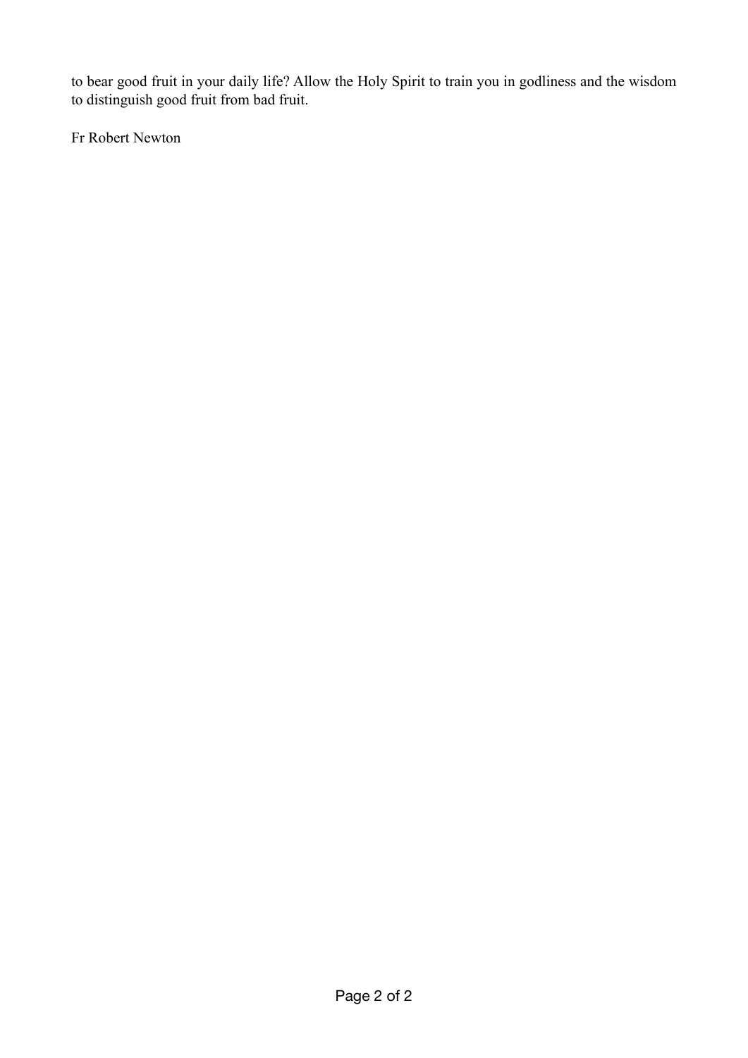to bear good fruit in your daily life? Allow the Holy Spirit to train you in godliness and the wisdom to distinguish good fruit from bad fruit.

Fr Robert Newton